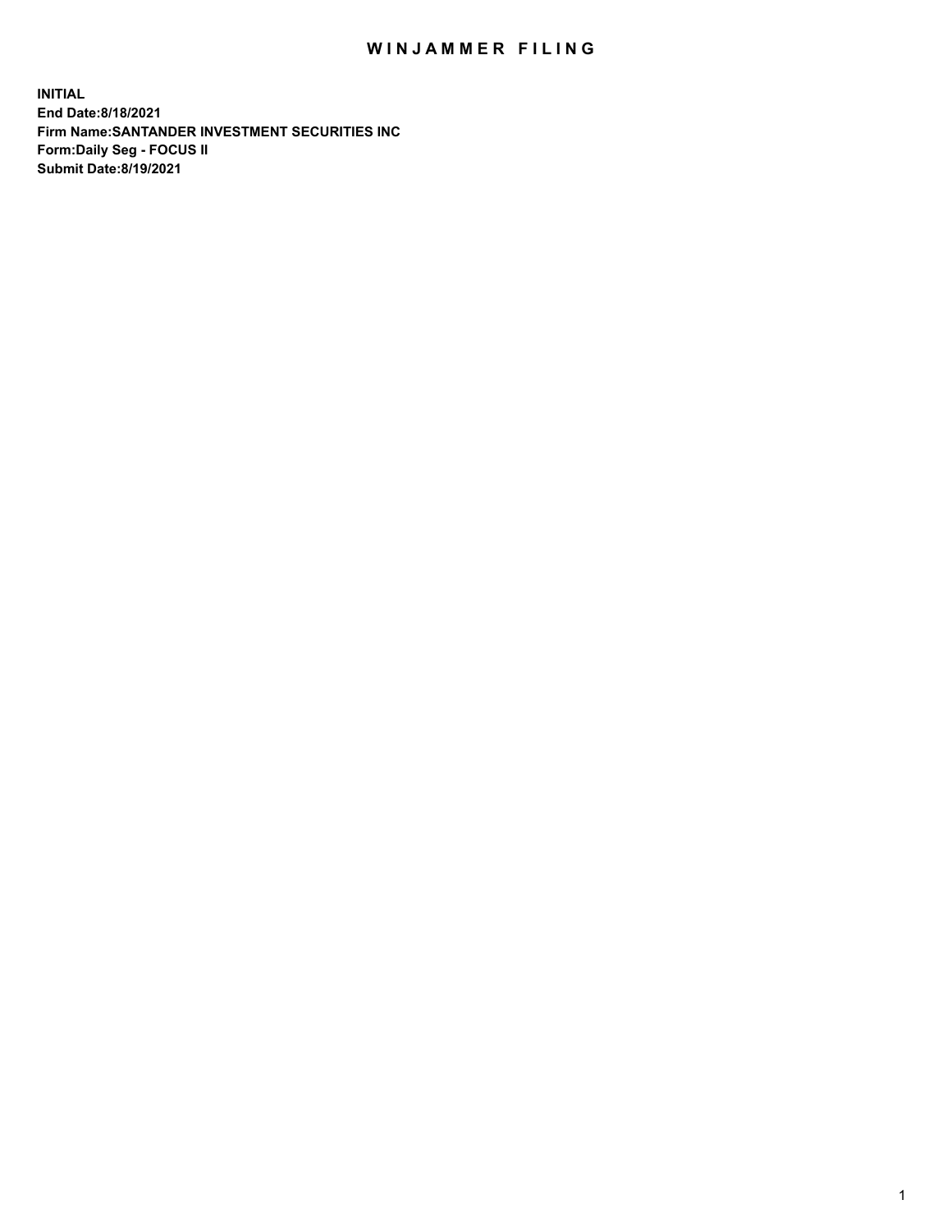# WINJAMMER FILING

**INITIAL**
**End Date:8/18/2021**
**Firm Name:SANTANDER INVESTMENT SECURITIES INC**
**Form:Daily Seg - FOCUS II**
**Submit Date:8/19/2021**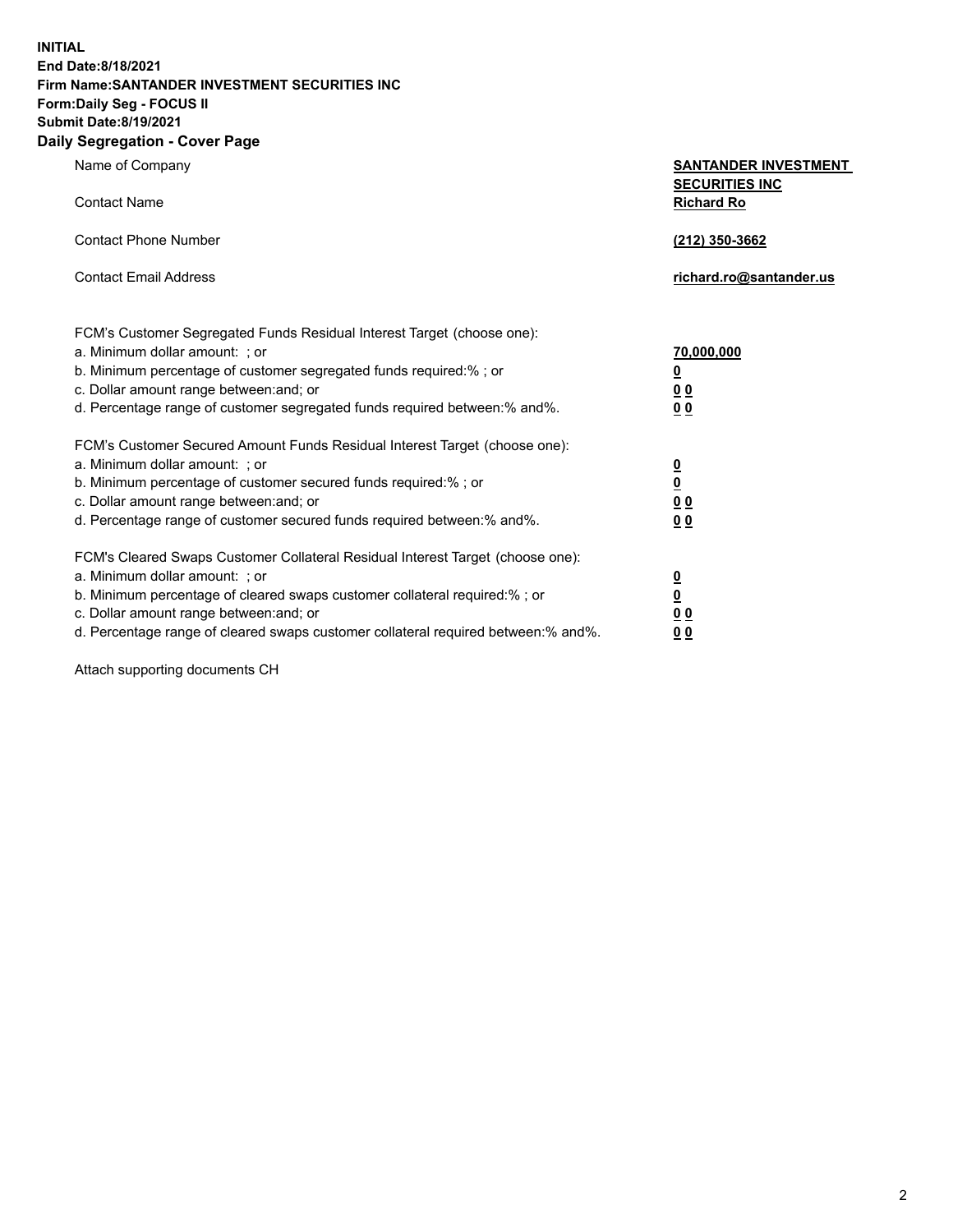**INITIAL**
**End Date:8/18/2021**
**Firm Name:SANTANDER INVESTMENT SECURITIES INC**
**Form:Daily Seg - FOCUS II**
**Submit Date:8/19/2021**

## Daily Segregation - Cover Page

| | |
|---|---|
| Name of Company | **SANTANDER INVESTMENT SECURITIES INC** |
| Contact Name | **Richard Ro** |
| Contact Phone Number | **(212) 350-3662** |
| Contact Email Address | **richard.ro@santander.us** |

FCM's Customer Segregated Funds Residual Interest Target (choose one):

| | |
|---|---|
| a. Minimum dollar amount: ; or | **70,000,000** |
| b. Minimum percentage of customer segregated funds required:% ; or | **0** |
| c. Dollar amount range between:and; or | **0 0** |
| d. Percentage range of customer segregated funds required between:% and%. | **0 0** |

FCM's Customer Secured Amount Funds Residual Interest Target (choose one):

| | |
|---|---|
| a. Minimum dollar amount: ; or | **0** |
| b. Minimum percentage of customer secured funds required:% ; or | **0** |
| c. Dollar amount range between:and; or | **0 0** |
| d. Percentage range of customer secured funds required between:% and%. | **0 0** |

FCM's Cleared Swaps Customer Collateral Residual Interest Target (choose one):

| | |
|---|---|
| a. Minimum dollar amount: ; or | **0** |
| b. Minimum percentage of cleared swaps customer collateral required:% ; or | **0** |
| c. Dollar amount range between:and; or | **0 0** |
| d. Percentage range of cleared swaps customer collateral required between:% and%. | **0 0** |

Attach supporting documents CH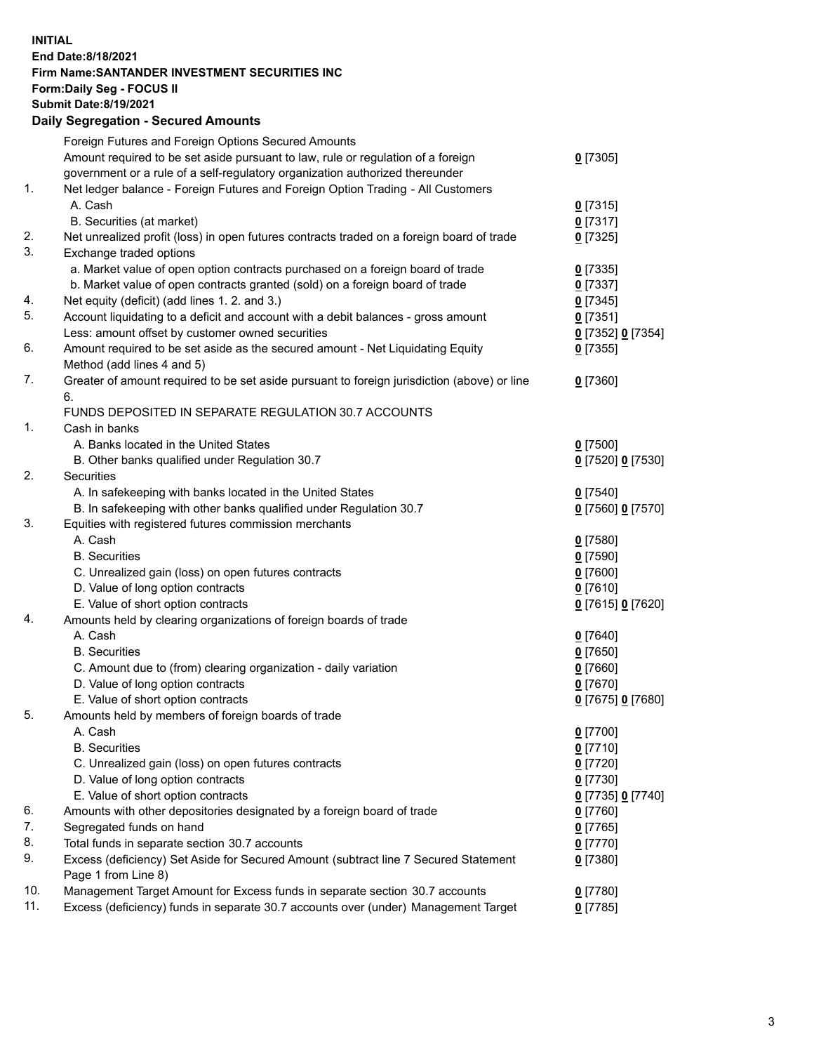**INITIAL**
**End Date:8/18/2021**
**Firm Name:SANTANDER INVESTMENT SECURITIES INC**
**Form:Daily Seg - FOCUS II**
**Submit Date:8/19/2021**

### Daily Segregation - Secured Amounts

| | | |
|---|---|---|
| | Foreign Futures and Foreign Options Secured Amounts | |
| | Amount required to be set aside pursuant to law, rule or regulation of a foreign government or a rule of a self-regulatory organization authorized thereunder | 0 [7305] |
| 1. | Net ledger balance - Foreign Futures and Foreign Option Trading - All Customers | |
| | A. Cash | 0 [7315] |
| | B. Securities (at market) | 0 [7317] |
| 2. | Net unrealized profit (loss) in open futures contracts traded on a foreign board of trade | 0 [7325] |
| 3. | Exchange traded options | |
| | a. Market value of open option contracts purchased on a foreign board of trade | 0 [7335] |
| | b. Market value of open contracts granted (sold) on a foreign board of trade | 0 [7337] |
| 4. | Net equity (deficit) (add lines 1. 2. and 3.) | 0 [7345] |
| 5. | Account liquidating to a deficit and account with a debit balances - gross amount | 0 [7351] |
| | Less: amount offset by customer owned securities | 0 [7352] 0 [7354] |
| 6. | Amount required to be set aside as the secured amount - Net Liquidating Equity Method (add lines 4 and 5) | 0 [7355] |
| 7. | Greater of amount required to be set aside pursuant to foreign jurisdiction (above) or line 6. | 0 [7360] |
| | FUNDS DEPOSITED IN SEPARATE REGULATION 30.7 ACCOUNTS | |
| 1. | Cash in banks | |
| | A. Banks located in the United States | 0 [7500] |
| | B. Other banks qualified under Regulation 30.7 | 0 [7520] 0 [7530] |
| 2. | Securities | |
| | A. In safekeeping with banks located in the United States | 0 [7540] |
| | B. In safekeeping with other banks qualified under Regulation 30.7 | 0 [7560] 0 [7570] |
| 3. | Equities with registered futures commission merchants | |
| | A. Cash | 0 [7580] |
| | B. Securities | 0 [7590] |
| | C. Unrealized gain (loss) on open futures contracts | 0 [7600] |
| | D. Value of long option contracts | 0 [7610] |
| | E. Value of short option contracts | 0 [7615] 0 [7620] |
| 4. | Amounts held by clearing organizations of foreign boards of trade | |
| | A. Cash | 0 [7640] |
| | B. Securities | 0 [7650] |
| | C. Amount due to (from) clearing organization - daily variation | 0 [7660] |
| | D. Value of long option contracts | 0 [7670] |
| | E. Value of short option contracts | 0 [7675] 0 [7680] |
| 5. | Amounts held by members of foreign boards of trade | |
| | A. Cash | 0 [7700] |
| | B. Securities | 0 [7710] |
| | C. Unrealized gain (loss) on open futures contracts | 0 [7720] |
| | D. Value of long option contracts | 0 [7730] |
| | E. Value of short option contracts | 0 [7735] 0 [7740] |
| 6. | Amounts with other depositories designated by a foreign board of trade | 0 [7760] |
| 7. | Segregated funds on hand | 0 [7765] |
| 8. | Total funds in separate section 30.7 accounts | 0 [7770] |
| 9. | Excess (deficiency) Set Aside for Secured Amount (subtract line 7 Secured Statement Page 1 from Line 8) | 0 [7380] |
| 10. | Management Target Amount for Excess funds in separate section 30.7 accounts | 0 [7780] |
| 11. | Excess (deficiency) funds in separate 30.7 accounts over (under) Management Target | 0 [7785] |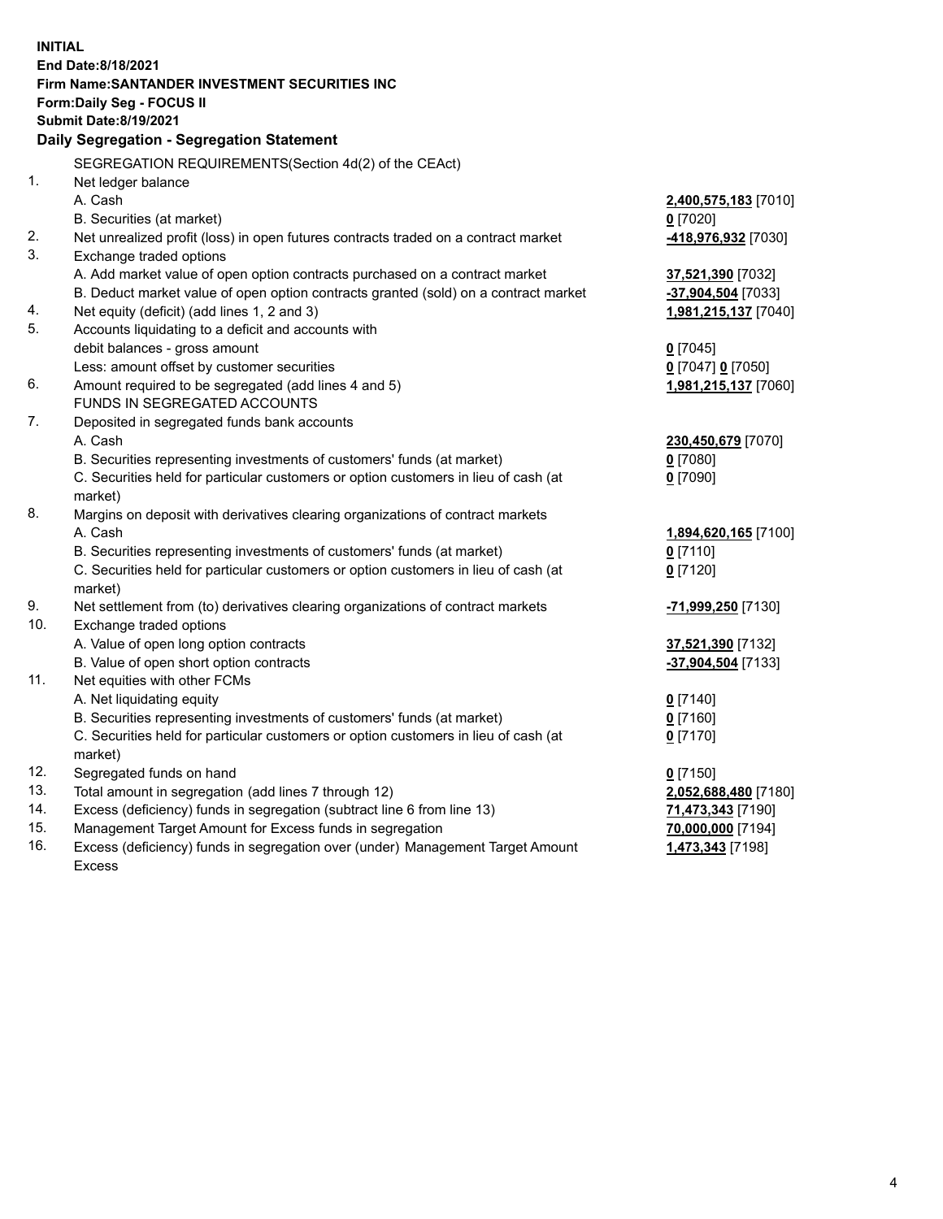**INITIAL**
**End Date:8/18/2021**
**Firm Name:SANTANDER INVESTMENT SECURITIES INC**
**Form:Daily Seg - FOCUS II**
**Submit Date:8/19/2021**

## Daily Segregation - Segregation Statement

| | | |
|---|---|---|
| | SEGREGATION REQUIREMENTS(Section 4d(2) of the CEAct) | |
| 1. | Net ledger balance | |
| | A. Cash | **2,400,575,183** [7010] |
| | B. Securities (at market) | **0** [7020] |
| 2. | Net unrealized profit (loss) in open futures contracts traded on a contract market | **-418,976,932** [7030] |
| 3. | Exchange traded options | |
| | A. Add market value of open option contracts purchased on a contract market | **37,521,390** [7032] |
| | B. Deduct market value of open option contracts granted (sold) on a contract market | **-37,904,504** [7033] |
| 4. | Net equity (deficit) (add lines 1, 2 and 3) | **1,981,215,137** [7040] |
| 5. | Accounts liquidating to a deficit and accounts with debit balances - gross amount | **0** [7045] |
| | Less: amount offset by customer securities | **0** [7047] **0** [7050] |
| 6. | Amount required to be segregated (add lines 4 and 5) | **1,981,215,137** [7060] |
| | FUNDS IN SEGREGATED ACCOUNTS | |
| 7. | Deposited in segregated funds bank accounts | |
| | A. Cash | **230,450,679** [7070] |
| | B. Securities representing investments of customers' funds (at market) | **0** [7080] |
| | C. Securities held for particular customers or option customers in lieu of cash (at market) | **0** [7090] |
| 8. | Margins on deposit with derivatives clearing organizations of contract markets | |
| | A. Cash | **1,894,620,165** [7100] |
| | B. Securities representing investments of customers' funds (at market) | **0** [7110] |
| | C. Securities held for particular customers or option customers in lieu of cash (at market) | **0** [7120] |
| 9. | Net settlement from (to) derivatives clearing organizations of contract markets | **-71,999,250** [7130] |
| 10. | Exchange traded options | |
| | A. Value of open long option contracts | **37,521,390** [7132] |
| | B. Value of open short option contracts | **-37,904,504** [7133] |
| 11. | Net equities with other FCMs | |
| | A. Net liquidating equity | **0** [7140] |
| | B. Securities representing investments of customers' funds (at market) | **0** [7160] |
| | C. Securities held for particular customers or option customers in lieu of cash (at market) | **0** [7170] |
| 12. | Segregated funds on hand | **0** [7150] |
| 13. | Total amount in segregation (add lines 7 through 12) | **2,052,688,480** [7180] |
| 14. | Excess (deficiency) funds in segregation (subtract line 6 from line 13) | **71,473,343** [7190] |
| 15. | Management Target Amount for Excess funds in segregation | **70,000,000** [7194] |
| 16. | Excess (deficiency) funds in segregation over (under) Management Target Amount Excess | **1,473,343** [7198] |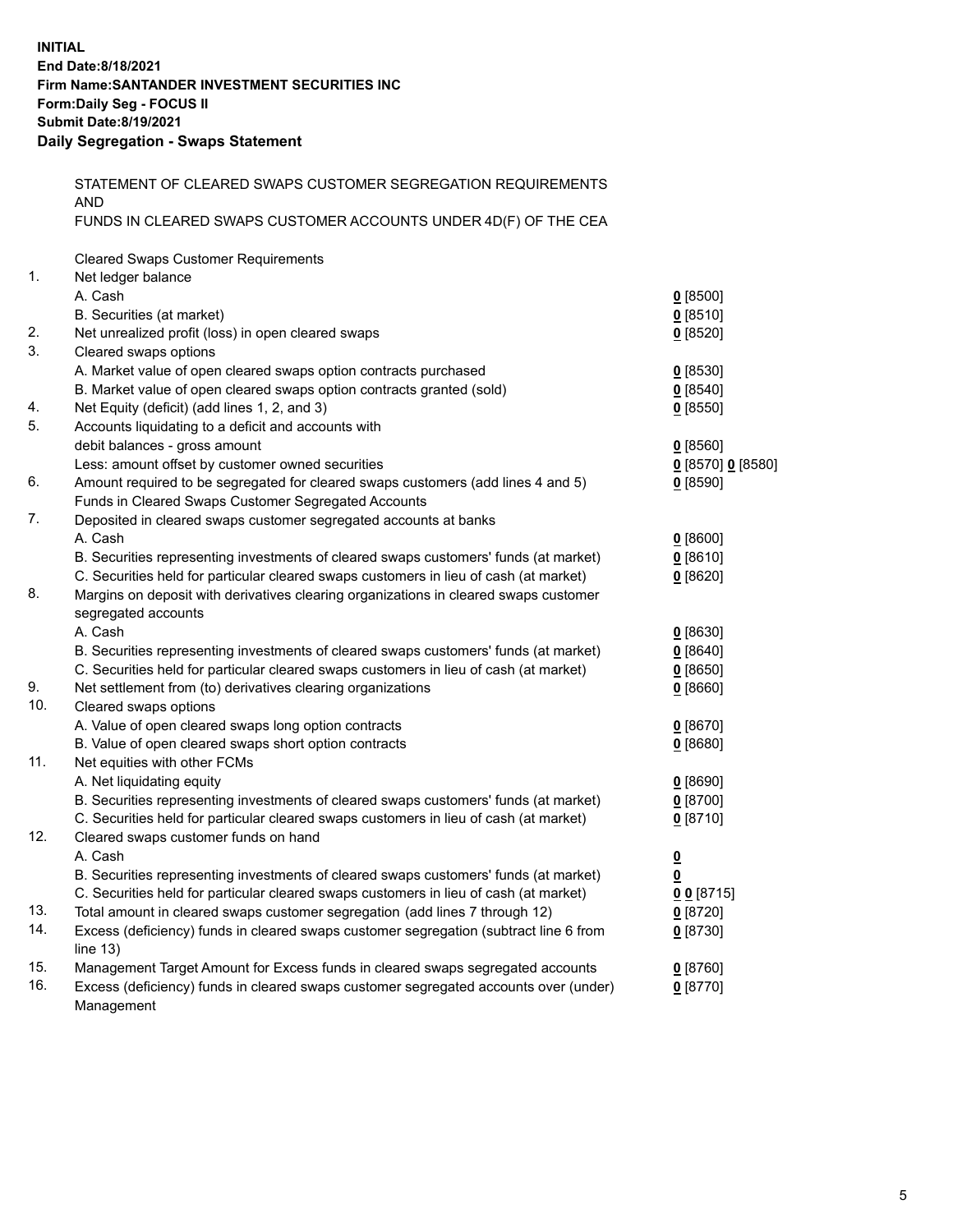**INITIAL**
**End Date:8/18/2021**
**Firm Name:SANTANDER INVESTMENT SECURITIES INC**
**Form:Daily Seg - FOCUS II**
**Submit Date:8/19/2021**
**Daily Segregation - Swaps Statement**

STATEMENT OF CLEARED SWAPS CUSTOMER SEGREGATION REQUIREMENTS AND FUNDS IN CLEARED SWAPS CUSTOMER ACCOUNTS UNDER 4D(F) OF THE CEA

| | | |
|---|---|---|
| | Cleared Swaps Customer Requirements | |
| 1. | Net ledger balance | |
| | A. Cash | 0 [8500] |
| | B. Securities (at market) | 0 [8510] |
| 2. | Net unrealized profit (loss) in open cleared swaps | 0 [8520] |
| 3. | Cleared swaps options | |
| | A. Market value of open cleared swaps option contracts purchased | 0 [8530] |
| | B. Market value of open cleared swaps option contracts granted (sold) | 0 [8540] |
| 4. | Net Equity (deficit) (add lines 1, 2, and 3) | 0 [8550] |
| 5. | Accounts liquidating to a deficit and accounts with debit balances - gross amount | 0 [8560] |
| | Less: amount offset by customer owned securities | 0 [8570] 0 [8580] |
| 6. | Amount required to be segregated for cleared swaps customers (add lines 4 and 5) | 0 [8590] |
| | Funds in Cleared Swaps Customer Segregated Accounts | |
| 7. | Deposited in cleared swaps customer segregated accounts at banks | |
| | A. Cash | 0 [8600] |
| | B. Securities representing investments of cleared swaps customers' funds (at market) | 0 [8610] |
| | C. Securities held for particular cleared swaps customers in lieu of cash (at market) | 0 [8620] |
| 8. | Margins on deposit with derivatives clearing organizations in cleared swaps customer segregated accounts | |
| | A. Cash | 0 [8630] |
| | B. Securities representing investments of cleared swaps customers' funds (at market) | 0 [8640] |
| | C. Securities held for particular cleared swaps customers in lieu of cash (at market) | 0 [8650] |
| 9. | Net settlement from (to) derivatives clearing organizations | 0 [8660] |
| 10. | Cleared swaps options | |
| | A. Value of open cleared swaps long option contracts | 0 [8670] |
| | B. Value of open cleared swaps short option contracts | 0 [8680] |
| 11. | Net equities with other FCMs | |
| | A. Net liquidating equity | 0 [8690] |
| | B. Securities representing investments of cleared swaps customers' funds (at market) | 0 [8700] |
| | C. Securities held for particular cleared swaps customers in lieu of cash (at market) | 0 [8710] |
| 12. | Cleared swaps customer funds on hand | |
| | A. Cash | 0 |
| | B. Securities representing investments of cleared swaps customers' funds (at market) | 0 |
| | C. Securities held for particular cleared swaps customers in lieu of cash (at market) | 0 0 [8715] |
| 13. | Total amount in cleared swaps customer segregation (add lines 7 through 12) | 0 [8720] |
| 14. | Excess (deficiency) funds in cleared swaps customer segregation (subtract line 6 from line 13) | 0 [8730] |
| 15. | Management Target Amount for Excess funds in cleared swaps segregated accounts | 0 [8760] |
| 16. | Excess (deficiency) funds in cleared swaps customer segregated accounts over (under) Management | 0 [8770] |